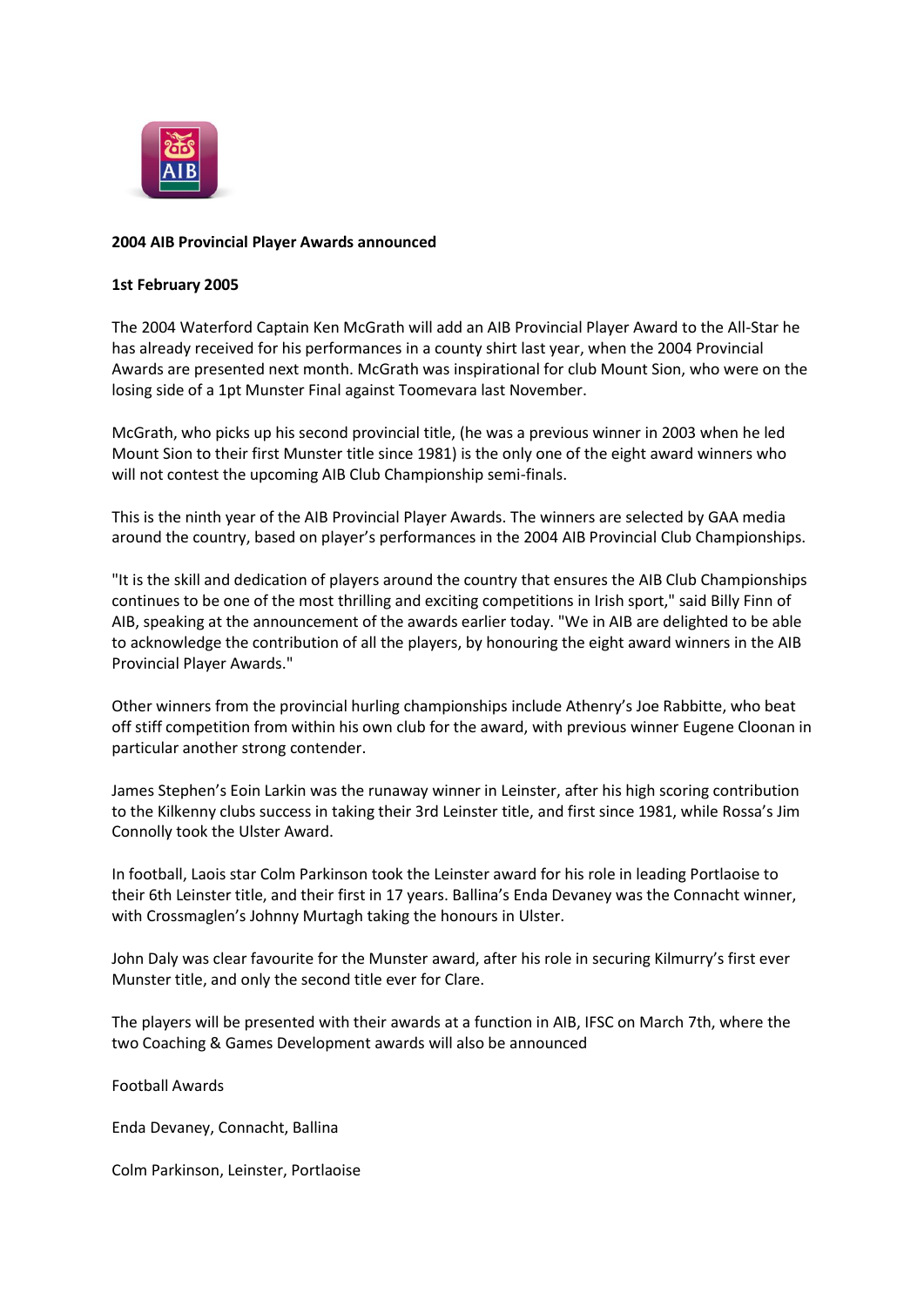**2004 AIB Provincial Player Awards announced**

**1st February 2005**

The 2004 Waterford Captain Ken McGrath will add an AIB Provincial Player Award to the All-Star he has already received for his performances in a county shirt last year, when the 2004 Provincial Awards are presented next month. McGrath was inspirational for club Mount Sion, who were on the losing side of a 1pt Munster Final against Toomevara last November.

McGrath, who picks up his second provincial title, (he was a previous winner in 2003 when he led Mount Sion to their first Munster title since 1981) is the only one of the eight award winners who will not contest the upcoming AIB Club Championship semi-finals.

This is the ninth year of the AIB Provincial Player Awards. The winners are selected by GAA media around the country, based on player's performances in the 2004 AIB Provincial Club Championships.

"It is the skill and dedication of players around the country that ensures the AIB Club Championships continues to be one of the most thrilling and exciting competitions in Irish sport," said Billy Finn of AIB, speaking at the announcement of the awards earlier today. "We in AIB are delighted to be able to acknowledge the contribution of all the players, by honouring the eight award winners in the AIB Provincial Player Awards."

Other winners from the provincial hurling championships include Athenry's Joe Rabbitte, who beat off stiff competition from within his own club for the award, with previous winner Eugene Cloonan in particular another strong contender.

James Stephen's Eoin Larkin was the runaway winner in Leinster, after his high scoring contribution to the Kilkenny clubs success in taking their 3rd Leinster title, and first since 1981, while Rossa's Jim Connolly took the Ulster Award.

In football, Laois star Colm Parkinson took the Leinster award for his role in leading Portlaoise to their 6th Leinster title, and their first in 17 years. Ballina's Enda Devaney was the Connacht winner, with Crossmaglen's Johnny Murtagh taking the honours in Ulster.

John Daly was clear favourite for the Munster award, after his role in securing Kilmurry's first ever Munster title, and only the second title ever for Clare.

The players will be presented with their awards at a function in AIB, IFSC on March 7th, where the two Coaching & Games Development awards will also be announced

Football Awards

Enda Devaney, Connacht, Ballina

Colm Parkinson, Leinster, Portlaoise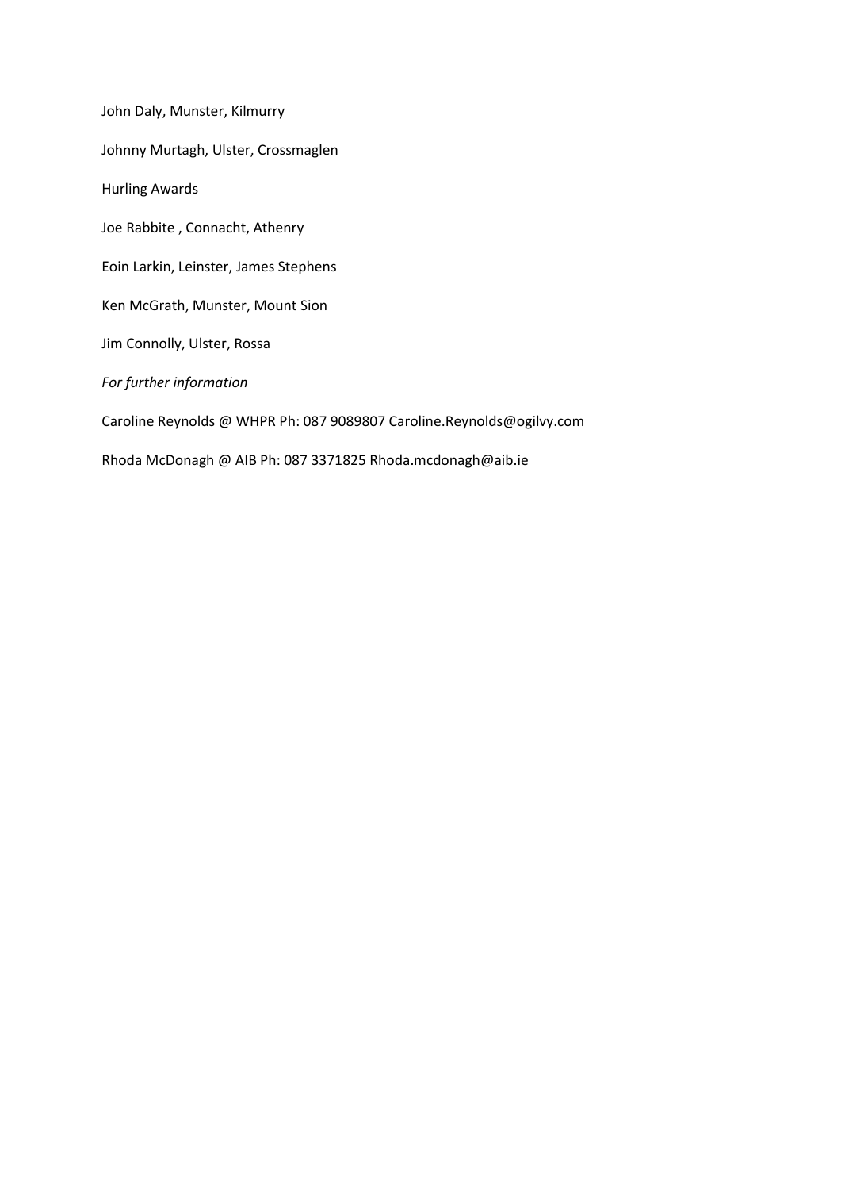John Daly, Munster, Kilmurry

Johnny Murtagh, Ulster, Crossmaglen

Hurling Awards

Joe Rabbite , Connacht, Athenry

Eoin Larkin, Leinster, James Stephens

Ken McGrath, Munster, Mount Sion

Jim Connolly, Ulster, Rossa

*For further information*

Caroline Reynolds @ WHPR Ph: 087 9089807 Caroline.Reynolds@ogilvy.com

Rhoda McDonagh @ AIB Ph: 087 3371825 Rhoda.mcdonagh@aib.ie